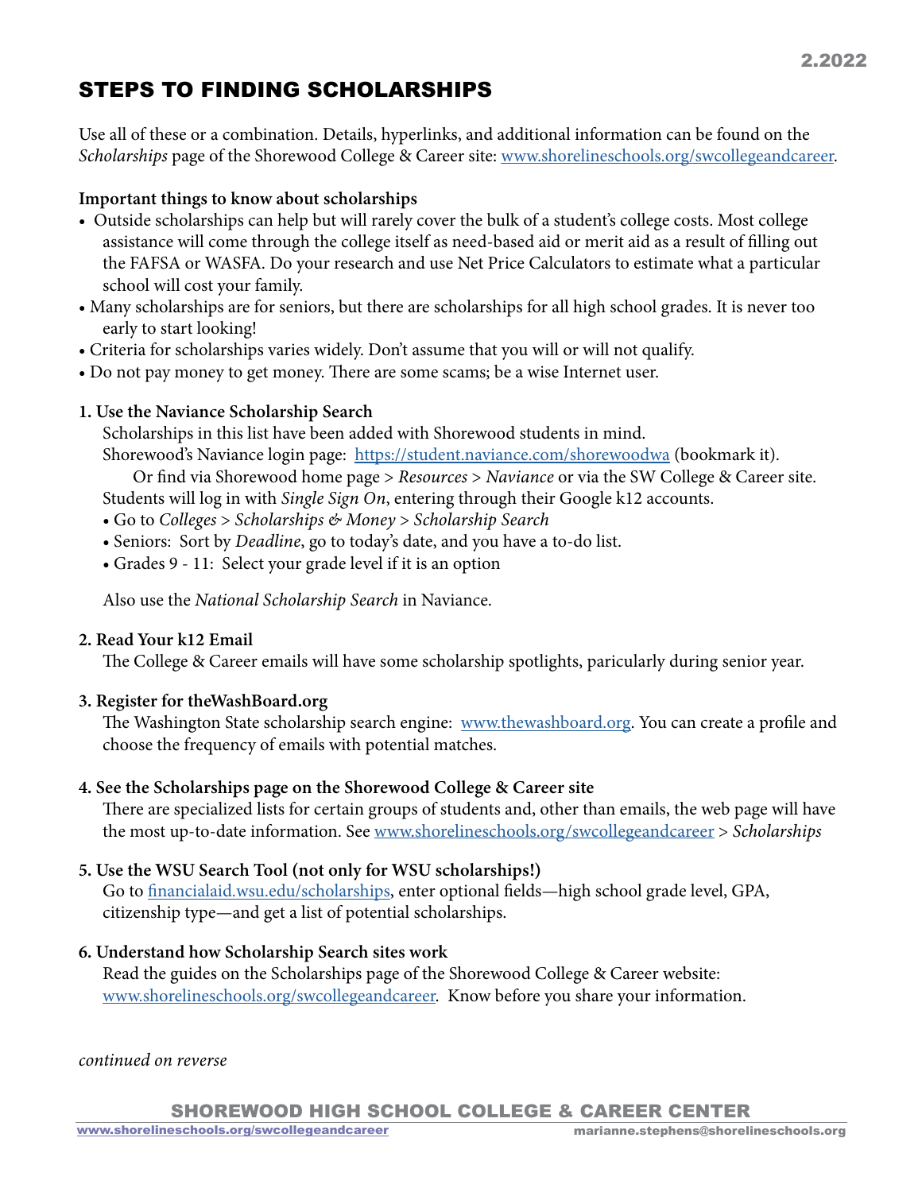2.2022

# STEPS TO FINDING SCHOLARSHIPS

Use all of these or a combination. Details, hyperlinks, and additional information can be found on the *Scholarships* page of the Shorewood College & Career site: www.shorelineschools.org/swcollegeandcareer.

**Important things to know about scholarships**

- Outside scholarships can help but will rarely cover the bulk of a student's college costs. Most college assistance will come through the college itself as need-based aid or merit aid as a result of filling out the FAFSA or WASFA. Do your research and use Net Price Calculators to estimate what a particular school will cost your family.
- Many scholarships are for seniors, but there are scholarships for all high school grades. It is never too early to start looking!
- Criteria for scholarships varies widely. Don't assume that you will or will not qualify.
- Do not pay money to get money. There are some scams; be a wise Internet user.

**1. Use the Naviance Scholarship Search**

Scholarships in this list have been added with Shorewood students in mind.
Shorewood's Naviance login page: https://student.naviance.com/shorewoodwa (bookmark it).
Or find via Shorewood home page > *Resources* > *Naviance* or via the SW College & Career site.
Students will log in with *Single Sign On*, entering through their Google k12 accounts.

- Go to *Colleges* > *Scholarships & Money* > *Scholarship Search*
- Seniors: Sort by *Deadline*, go to today's date, and you have a to-do list.
- Grades 9 - 11: Select your grade level if it is an option

Also use the *National Scholarship Search* in Naviance.

**2. Read Your k12 Email**

The College & Career emails will have some scholarship spotlights, paricularly during senior year.

**3. Register for theWashBoard.org**

The Washington State scholarship search engine: www.thewashboard.org. You can create a profile and choose the frequency of emails with potential matches.

**4. See the Scholarships page on the Shorewood College & Career site**

There are specialized lists for certain groups of students and, other than emails, the web page will have the most up-to-date information. See www.shorelineschools.org/swcollegeandcareer > *Scholarships*

**5. Use the WSU Search Tool (not only for WSU scholarships!)**

Go to financialaid.wsu.edu/scholarships, enter optional fields—high school grade level, GPA, citizenship type—and get a list of potential scholarships.

**6. Understand how Scholarship Search sites work**

Read the guides on the Scholarships page of the Shorewood College & Career website: www.shorelineschools.org/swcollegeandcareer. Know before you share your information.

*continued on reverse*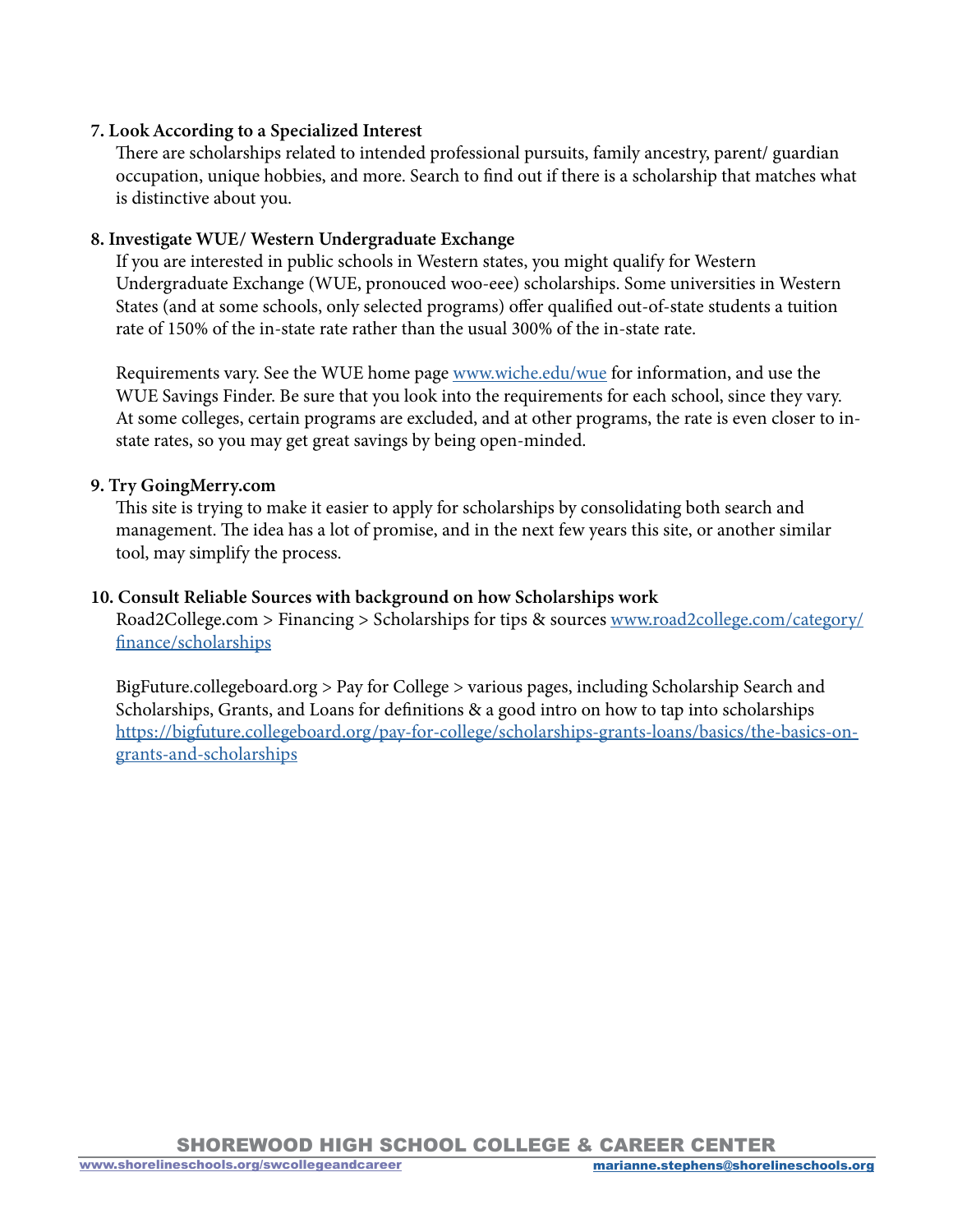**7. Look According to a Specialized Interest**

There are scholarships related to intended professional pursuits, family ancestry, parent/ guardian occupation, unique hobbies, and more. Search to find out if there is a scholarship that matches what is distinctive about you.

**8. Investigate WUE/ Western Undergraduate Exchange**

If you are interested in public schools in Western states, you might qualify for Western Undergraduate Exchange (WUE, pronouced woo-eee) scholarships. Some universities in Western States (and at some schools, only selected programs) offer qualified out-of-state students a tuition rate of 150% of the in-state rate rather than the usual 300% of the in-state rate.

Requirements vary. See the WUE home page [www.wiche.edu/wue](http://www.wiche.edu/wue) for information, and use the WUE Savings Finder. Be sure that you look into the requirements for each school, since they vary. At some colleges, certain programs are excluded, and at other programs, the rate is even closer to in-state rates, so you may get great savings by being open-minded.

**9. Try GoingMerry.com**

This site is trying to make it easier to apply for scholarships by consolidating both search and management. The idea has a lot of promise, and in the next few years this site, or another similar tool, may simplify the process.

**10. Consult Reliable Sources with background on how Scholarships work**

Road2College.com > Financing > Scholarships for tips & sources [www.road2college.com/category/finance/scholarships](http://www.road2college.com/category/finance/scholarships)

BigFuture.collegeboard.org > Pay for College > various pages, including Scholarship Search and Scholarships, Grants, and Loans for definitions & a good intro on how to tap into scholarships [https://bigfuture.collegeboard.org/pay-for-college/scholarships-grants-loans/basics/the-basics-on-grants-and-scholarships](https://bigfuture.collegeboard.org/pay-for-college/scholarships-grants-loans/basics/the-basics-on-grants-and-scholarships)